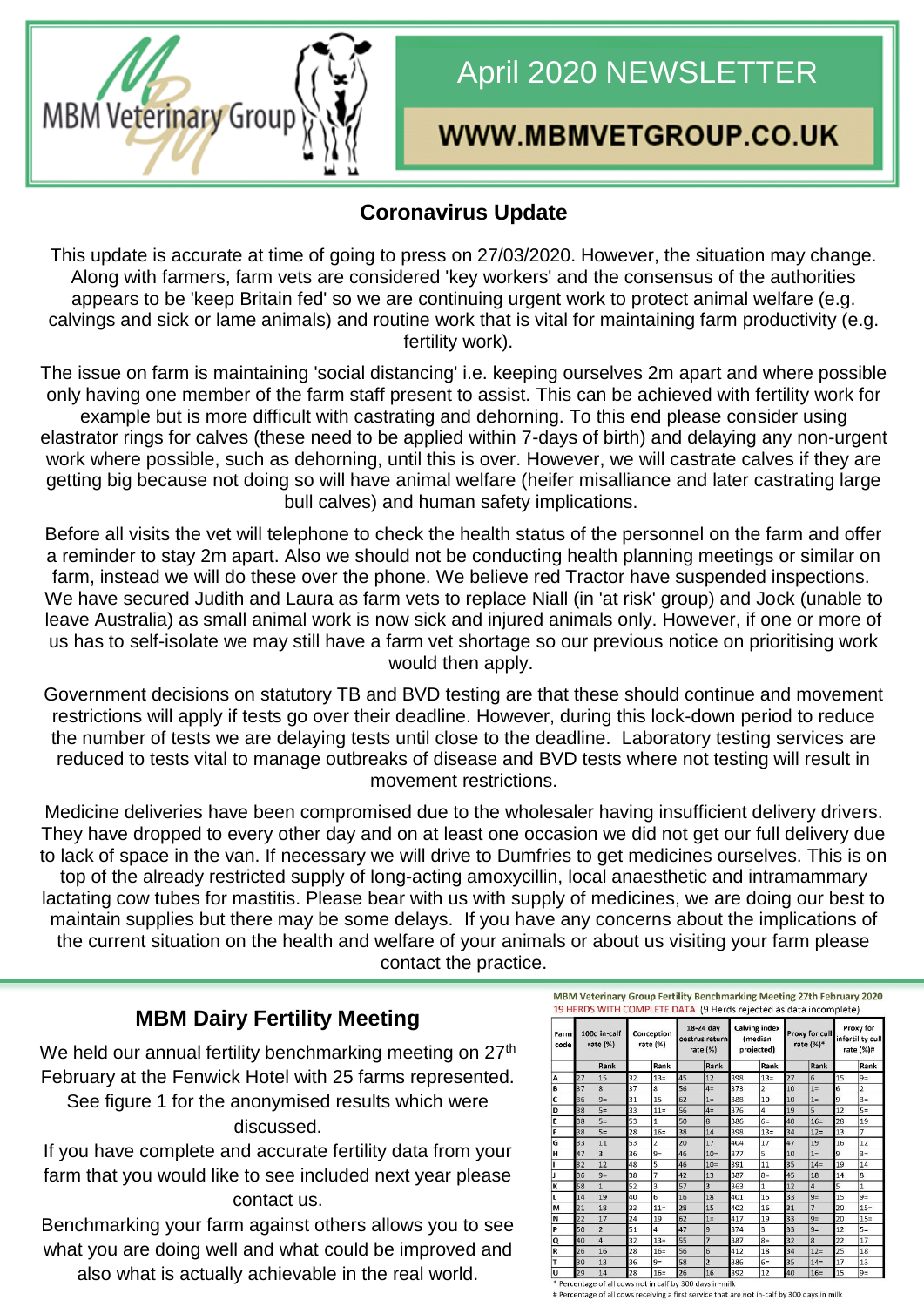MBM Veterinary Group

# April 2020 NEWSLETTER

**WWW.MBMVETGROUP.CO.UK**

## Coronavirus Update

This update is accurate at time of going to press on 27/03/2020. However, the situation may change. Along with farmers, farm vets are considered 'key workers' and the consensus of the authorities appears to be 'keep Britain fed' so we are continuing urgent work to protect animal welfare (e.g. calvings and sick or lame animals) and routine work that is vital for maintaining farm productivity (e.g. fertility work).

The issue on farm is maintaining 'social distancing' i.e. keeping ourselves 2m apart and where possible only having one member of the farm staff present to assist. This can be achieved with fertility work for example but is more difficult with castrating and dehorning. To this end please consider using elastrator rings for calves (these need to be applied within 7-days of birth) and delaying any non-urgent work where possible, such as dehorning, until this is over. However, we will castrate calves if they are getting big because not doing so will have animal welfare (heifer misalliance and later castrating large bull calves) and human safety implications.

Before all visits the vet will telephone to check the health status of the personnel on the farm and offer a reminder to stay 2m apart. Also we should not be conducting health planning meetings or similar on farm, instead we will do these over the phone. We believe red Tractor have suspended inspections. We have secured Judith and Laura as farm vets to replace Niall (in 'at risk' group) and Jock (unable to leave Australia) as small animal work is now sick and injured animals only. However, if one or more of us has to self-isolate we may still have a farm vet shortage so our previous notice on prioritising work would then apply.

Government decisions on statutory TB and BVD testing are that these should continue and movement restrictions will apply if tests go over their deadline. However, during this lock-down period to reduce the number of tests we are delaying tests until close to the deadline. Laboratory testing services are reduced to tests vital to manage outbreaks of disease and BVD tests where not testing will result in movement restrictions.

Medicine deliveries have been compromised due to the wholesaler having insufficient delivery drivers. They have dropped to every other day and on at least one occasion we did not get our full delivery due to lack of space in the van. If necessary we will drive to Dumfries to get medicines ourselves. This is on top of the already restricted supply of long-acting amoxycillin, local anaesthetic and intramammary lactating cow tubes for mastitis. Please bear with us with supply of medicines, we are doing our best to maintain supplies but there may be some delays. If you have any concerns about the implications of the current situation on the health and welfare of your animals or about us visiting your farm please contact the practice.

## MBM Dairy Fertility Meeting

We held our annual fertility benchmarking meeting on 27th February at the Fenwick Hotel with 25 farms represented. See figure 1 for the anonymised results which were discussed.

If you have complete and accurate fertility data from your farm that you would like to see included next year please contact us.

Benchmarking your farm against others allows you to see what you are doing well and what could be improved and also what is actually achievable in the real world.

MBM Veterinary Group Fertility Benchmarking Meeting 27th February 2020
19 HERDS WITH COMPLETE DATA (9 Herds rejected as data incomplete)

| Farm code | 100d in-calf rate (%) | | Conception rate (%) | | 18-24 day oestrus return rate (%) | | Calving index (median projected) | | Proxy for cull rate (%)* | | Proxy for infertility cull rate (%)# | |
|---|---|---|---|---|---|---|---|---|---|---|---|---|
| | | Rank | | Rank | | Rank | | Rank | | Rank | | Rank |
| A | 27 | 15 | 32 | 13= | 45 | 12 | 398 | 13= | 27 | 6 | 15 | 9= |
| B | 37 | 8 | 37 | 8 | 56 | 4= | 373 | 2 | 10 | 1= | 6 | 2 |
| C | 36 | 9= | 31 | 15 | 62 | 1= | 388 | 10 | 10 | 1= | 9 | 3= |
| D | 38 | 5= | 33 | 11= | 56 | 4= | 376 | 4 | 19 | 5 | 12 | 5= |
| E | 38 | 5= | 53 | 1 | 50 | 8 | 386 | 6= | 40 | 16= | 28 | 19 |
| F | 38 | 5= | 28 | 16= | 38 | 14 | 398 | 13= | 34 | 12= | 13 | 7 |
| G | 33 | 11 | 53 | 2 | 20 | 17 | 404 | 17 | 47 | 19 | 16 | 12 |
| H | 47 | 3 | 36 | 9= | 46 | 10= | 377 | 5 | 10 | 1= | 9 | 3= |
| I | 32 | 12 | 48 | 5 | 46 | 10= | 391 | 11 | 35 | 14= | 19 | 14 |
| J | 36 | 9= | 38 | 7 | 42 | 13 | 387 | 8= | 45 | 18 | 14 | 8 |
| K | 58 | 1 | 52 | 3 | 57 | 3 | 363 | 1 | 12 | 4 | 5 | 1 |
| L | 14 | 19 | 40 | 6 | 16 | 18 | 401 | 15 | 33 | 9= | 15 | 9= |
| M | 21 | 18 | 33 | 11= | 28 | 15 | 402 | 16 | 31 | 7 | 20 | 15= |
| N | 22 | 17 | 24 | 19 | 62 | 1= | 417 | 19 | 33 | 9= | 20 | 15= |
| P | 50 | 2 | 51 | 4 | 47 | 9 | 374 | 3 | 33 | 9= | 12 | 5= |
| Q | 40 | 4 | 32 | 13= | 55 | 7 | 387 | 8= | 32 | 8 | 22 | 17 |
| R | 26 | 16 | 28 | 16= | 56 | 6 | 412 | 18 | 34 | 12= | 25 | 18 |
| T | 30 | 13 | 36 | 9= | 58 | 2 | 386 | 6= | 35 | 14= | 17 | 13 |
| U | 29 | 14 | 28 | 16= | 26 | 16 | 392 | 12 | 40 | 16= | 15 | 9= |

\* Percentage of all cows not in calf by 300 days in-milk
# Percentage of all cows receiving a first service that are not in-calf by 300 days in milk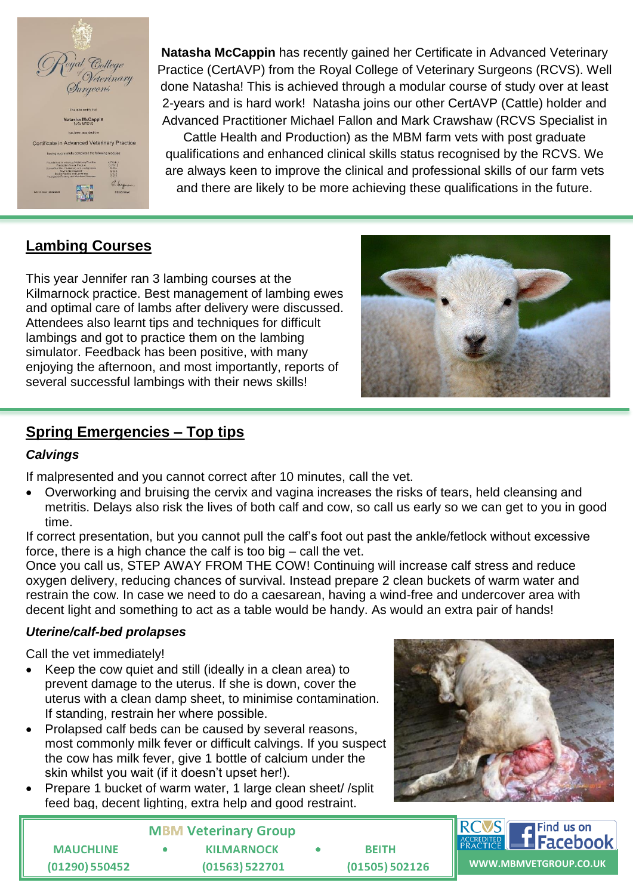**Natasha McCappin** has recently gained her Certificate in Advanced Veterinary Practice (CertAVP) from the Royal College of Veterinary Surgeons (RCVS). Well done Natasha! This is achieved through a modular course of study over at least 2-years and is hard work! Natasha joins our other CertAVP (Cattle) holder and Advanced Practitioner Michael Fallon and Mark Crawshaw (RCVS Specialist in Cattle Health and Production) as the MBM farm vets with post graduate qualifications and enhanced clinical skills status recognised by the RCVS. We are always keen to improve the clinical and professional skills of our farm vets and there are likely to be more achieving these qualifications in the future.

## Lambing Courses

This year Jennifer ran 3 lambing courses at the Kilmarnock practice. Best management of lambing ewes and optimal care of lambs after delivery were discussed. Attendees also learnt tips and techniques for difficult lambings and got to practice them on the lambing simulator. Feedback has been positive, with many enjoying the afternoon, and most importantly, reports of several successful lambings with their news skills!

## Spring Emergencies – Top tips

### *Calvings*

If malpresented and you cannot correct after 10 minutes, call the vet.

- Overworking and bruising the cervix and vagina increases the risks of tears, held cleansing and metritis. Delays also risk the lives of both calf and cow, so call us early so we can get to you in good time.

If correct presentation, but you cannot pull the calf's foot out past the ankle/fetlock without excessive force, there is a high chance the calf is too big – call the vet.

Once you call us, STEP AWAY FROM THE COW! Continuing will increase calf stress and reduce oxygen delivery, reducing chances of survival. Instead prepare 2 clean buckets of warm water and restrain the cow. In case we need to do a caesarean, having a wind-free and undercover area with decent light and something to act as a table would be handy. As would an extra pair of hands!

### *Uterine/calf-bed prolapses*

Call the vet immediately!

- Keep the cow quiet and still (ideally in a clean area) to prevent damage to the uterus. If she is down, cover the uterus with a clean damp sheet, to minimise contamination. If standing, restrain her where possible.
- Prolapsed calf beds can be caused by several reasons, most commonly milk fever or difficult calvings. If you suspect the cow has milk fever, give 1 bottle of calcium under the skin whilst you wait (if it doesn't upset her!).
- Prepare 1 bucket of warm water, 1 large clean sheet/ /split feed bag, decent lighting, extra help and good restraint.

MBM Veterinary Group

MAUCHLINE (01290) 550452 • KILMARNOCK (01563) 522701 • BEITH (01505) 502126

RCVS Accredited Practice | Find us on Facebook

WWW.MBMVETGROUP.CO.UK